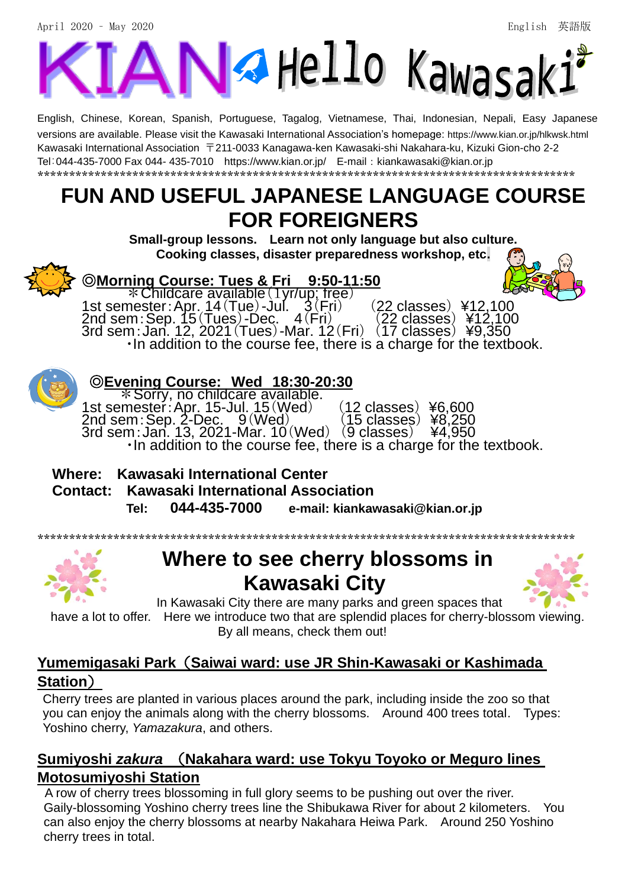April 2020 – May 2020　　English　英語版

# KIAN Hello Kawasaki

English, Chinese, Korean, Spanish, Portuguese, Tagalog, Vietnamese, Thai, Indonesian, Nepali, Easy Japanese versions are available. Please visit the Kawasaki International Association's homepage: https://www.kian.or.jp/hlkwsk.html
Kawasaki International Association 〒211-0033 Kanagawa-ken Kawasaki-shi Nakahara-ku, Kizuki Gion-cho 2-2
Tel：044-435-7000 Fax 044- 435-7010　https://www.kian.or.jp/　E-mail：kiankawasaki@kian.or.jp

*****************************************************************************************

## FUN AND USEFUL JAPANESE LANGUAGE COURSE FOR FOREIGNERS

**Small-group lessons.　Learn not only language but also culture.**
**Cooking classes, disaster preparedness workshop, etc.**

### ◎Morning Course: Tues & Fri　9:50-11:50

＊Childcare available（1yr/up; free）

1st semester：Apr. 14（Tue）-Jul.　3（Fri）　（22 classes）¥12,100
2nd sem：Sep. 15（Tues）-Dec.　4（Fri）　（22 classes）¥12,100
3rd sem：Jan. 12, 2021（Tues）-Mar. 12（Fri）（17 classes）¥9,350

・In addition to the course fee, there is a charge for the textbook.

### ◎Evening Course:　Wed　18:30-20:30

＊Sorry, no childcare available.

1st semester：Apr. 15-Jul. 15（Wed）　（12 classes）¥6,600
2nd sem：Sep. 2-Dec.　9（Wed）　（15 classes）¥8,250
3rd sem：Jan. 13, 2021-Mar. 10（Wed）（9 classes）　¥4,950

・In addition to the course fee, there is a charge for the textbook.

**Where:　Kawasaki International Center**
**Contact:　Kawasaki International Association**
**Tel:　044-435-7000　e-mail: kiankawasaki@kian.or.jp**

*****************************************************************************************

## Where to see cherry blossoms in Kawasaki City

In Kawasaki City there are many parks and green spaces that have a lot to offer.　Here we introduce two that are splendid places for cherry-blossom viewing. By all means, check them out!

### Yumemigasaki Park（Saiwai ward: use JR Shin-Kawasaki or Kashimada Station）

Cherry trees are planted in various places around the park, including inside the zoo so that you can enjoy the animals along with the cherry blossoms.　Around 400 trees total.　Types: Yoshino cherry, *Yamazakura*, and others.

### Sumiyoshi *zakura*　（Nakahara ward: use Tokyu Toyoko or Meguro lines Motosumiyoshi Station

A row of cherry trees blossoming in full glory seems to be pushing out over the river. Gaily-blossoming Yoshino cherry trees line the Shibukawa River for about 2 kilometers.　You can also enjoy the cherry blossoms at nearby Nakahara Heiwa Park.　Around 250 Yoshino cherry trees in total.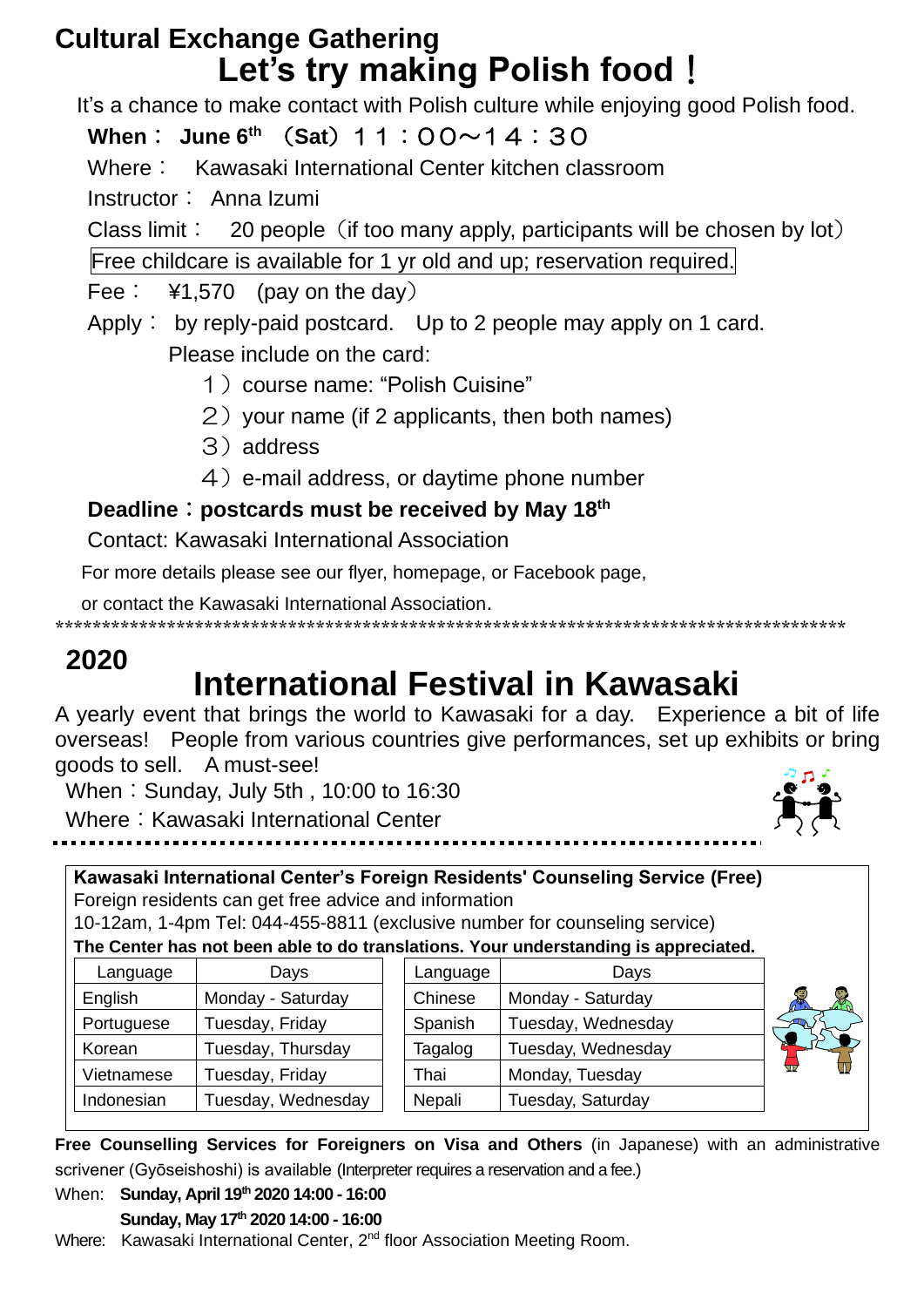## Cultural Exchange Gathering

# Let's try making Polish food！

It's a chance to make contact with Polish culture while enjoying good Polish food.

**When： June 6th （Sat）１１：００～１４：３０**

Where： Kawasaki International Center kitchen classroom

Instructor： Anna Izumi

Class limit： 20 people（if too many apply, participants will be chosen by lot）

Free childcare is available for 1 yr old and up; reservation required.

Fee： ¥1,570 (pay on the day）

Apply： by reply-paid postcard. Up to 2 people may apply on 1 card.

Please include on the card:

１）course name: "Polish Cuisine"

２）your name (if 2 applicants, then both names)

３）address

４）e-mail address, or daytime phone number

**Deadline：postcards must be received by May 18th**

Contact: Kawasaki International Association

For more details please see our flyer, homepage, or Facebook page,

or contact the Kawasaki International Association.

*********************************************************************************************

**2020**

# International Festival in Kawasaki

A yearly event that brings the world to Kawasaki for a day. Experience a bit of life overseas! People from various countries give performances, set up exhibits or bring goods to sell. A must-see!

When：Sunday, July 5th , 10:00 to 16:30

Where：Kawasaki International Center

---

**Kawasaki International Center's Foreign Residents' Counseling Service (Free)**

Foreign residents can get free advice and information

10-12am, 1-4pm Tel: 044-455-8811 (exclusive number for counseling service)

**The Center has not been able to do translations. Your understanding is appreciated.**

| Language | Days |
|---|---|
| English | Monday - Saturday |
| Portuguese | Tuesday, Friday |
| Korean | Tuesday, Thursday |
| Vietnamese | Tuesday, Friday |
| Indonesian | Tuesday, Wednesday |

| Language | Days |
|---|---|
| Chinese | Monday - Saturday |
| Spanish | Tuesday, Wednesday |
| Tagalog | Tuesday, Wednesday |
| Thai | Monday, Tuesday |
| Nepali | Tuesday, Saturday |

**Free Counselling Services for Foreigners on Visa and Others** (in Japanese) with an administrative scrivener (Gyōseishoshi) is available (Interpreter requires a reservation and a fee.)

When: **Sunday, April 19th 2020 14:00 - 16:00**

**Sunday, May 17th 2020 14:00 - 16:00**

Where: Kawasaki International Center, 2nd floor Association Meeting Room.